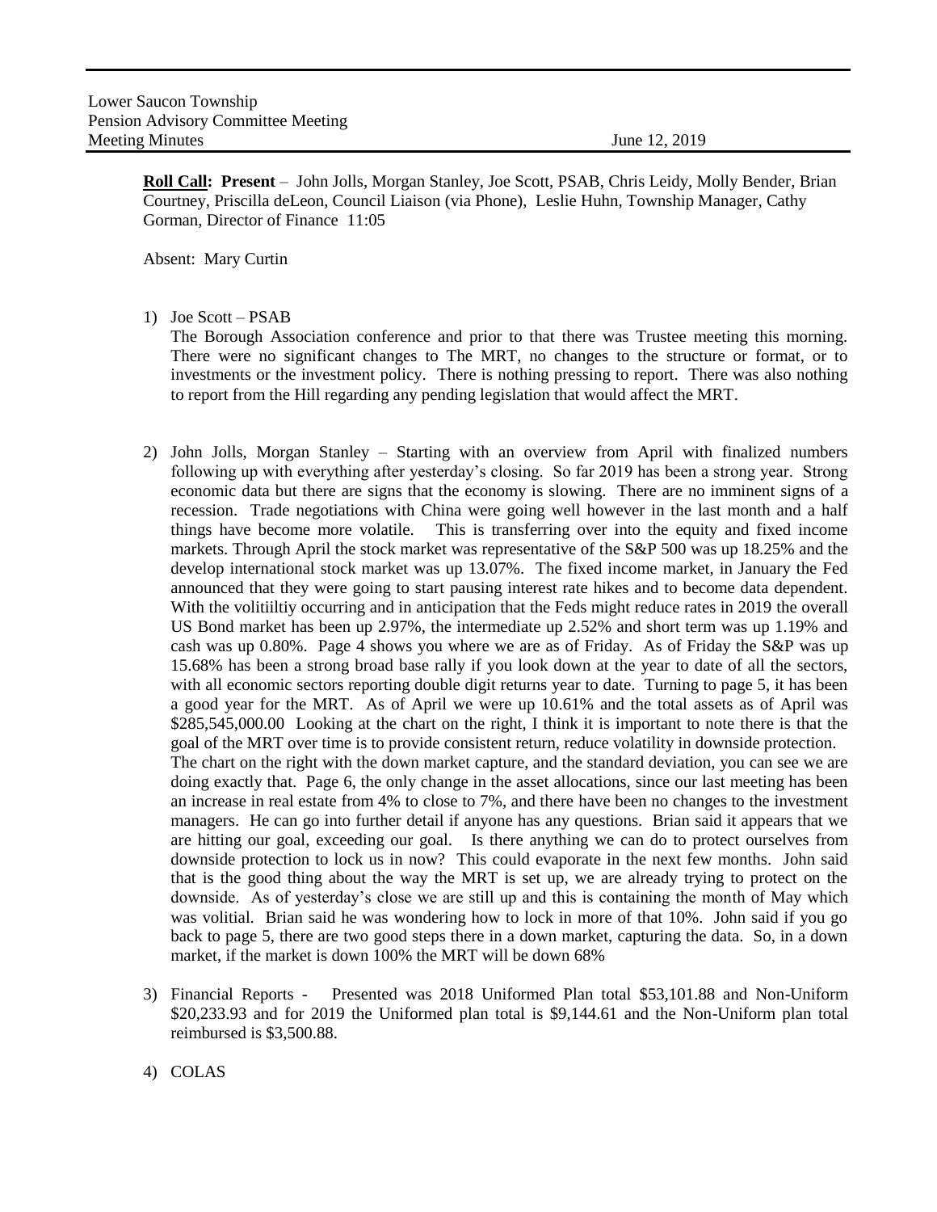Lower Saucon Township
Pension Advisory Committee Meeting
Meeting Minutes June 12, 2019

**Roll Call:** **Present** – John Jolls, Morgan Stanley, Joe Scott, PSAB, Chris Leidy, Molly Bender, Brian Courtney, Priscilla deLeon, Council Liaison (via Phone), Leslie Huhn, Township Manager, Cathy Gorman, Director of Finance 11:05

Absent: Mary Curtin

1) Joe Scott – PSAB
   The Borough Association conference and prior to that there was Trustee meeting this morning. There were no significant changes to The MRT, no changes to the structure or format, or to investments or the investment policy. There is nothing pressing to report. There was also nothing to report from the Hill regarding any pending legislation that would affect the MRT.

2) John Jolls, Morgan Stanley – Starting with an overview from April with finalized numbers following up with everything after yesterday's closing. So far 2019 has been a strong year. Strong economic data but there are signs that the economy is slowing. There are no imminent signs of a recession. Trade negotiations with China were going well however in the last month and a half things have become more volatile. This is transferring over into the equity and fixed income markets. Through April the stock market was representative of the S&P 500 was up 18.25% and the develop international stock market was up 13.07%. The fixed income market, in January the Fed announced that they were going to start pausing interest rate hikes and to become data dependent. With the volitiiltiy occurring and in anticipation that the Feds might reduce rates in 2019 the overall US Bond market has been up 2.97%, the intermediate up 2.52% and short term was up 1.19% and cash was up 0.80%. Page 4 shows you where we are as of Friday. As of Friday the S&P was up 15.68% has been a strong broad base rally if you look down at the year to date of all the sectors, with all economic sectors reporting double digit returns year to date. Turning to page 5, it has been a good year for the MRT. As of April we were up 10.61% and the total assets as of April was $285,545,000.00 Looking at the chart on the right, I think it is important to note there is that the goal of the MRT over time is to provide consistent return, reduce volatility in downside protection. The chart on the right with the down market capture, and the standard deviation, you can see we are doing exactly that. Page 6, the only change in the asset allocations, since our last meeting has been an increase in real estate from 4% to close to 7%, and there have been no changes to the investment managers. He can go into further detail if anyone has any questions. Brian said it appears that we are hitting our goal, exceeding our goal. Is there anything we can do to protect ourselves from downside protection to lock us in now? This could evaporate in the next few months. John said that is the good thing about the way the MRT is set up, we are already trying to protect on the downside. As of yesterday's close we are still up and this is containing the month of May which was volitial. Brian said he was wondering how to lock in more of that 10%. John said if you go back to page 5, there are two good steps there in a down market, capturing the data. So, in a down market, if the market is down 100% the MRT will be down 68%

3) Financial Reports - Presented was 2018 Uniformed Plan total $53,101.88 and Non-Uniform $20,233.93 and for 2019 the Uniformed plan total is $9,144.61 and the Non-Uniform plan total reimbursed is $3,500.88.

4) COLAS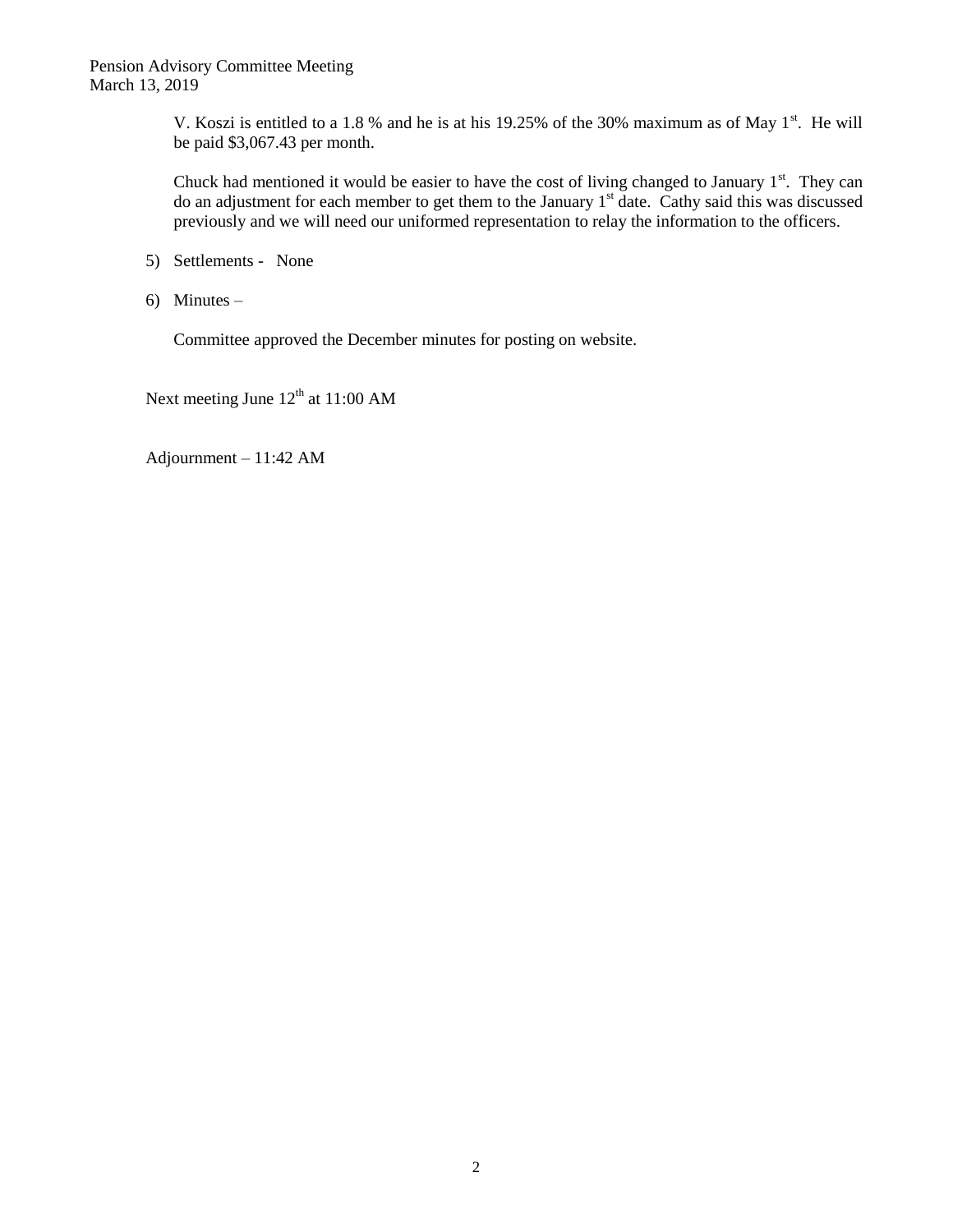V. Koszi is entitled to a 1.8 % and he is at his 19.25% of the 30% maximum as of May 1st. He will be paid $3,067.43 per month.

Chuck had mentioned it would be easier to have the cost of living changed to January 1st. They can do an adjustment for each member to get them to the January 1st date. Cathy said this was discussed previously and we will need our uniformed representation to relay the information to the officers.

5) Settlements - None

6) Minutes –

Committee approved the December minutes for posting on website.

Next meeting June 12th at 11:00 AM

Adjournment – 11:42 AM